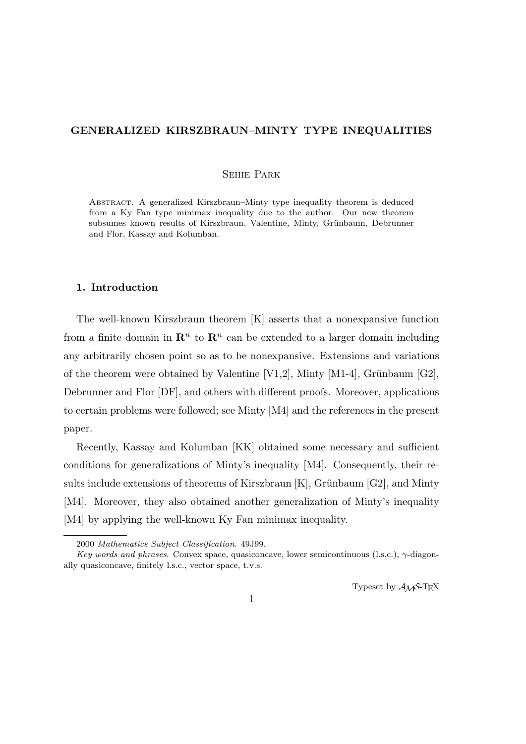# GENERALIZED KIRSZBRAUN–MINTY TYPE INEQUALITIES

Sehie Park

Abstract. A generalized Kirszbraun–Minty type inequality theorem is deduced from a Ky Fan type minimax inequality due to the author. Our new theorem subsumes known results of Kirszbraun, Valentine, Minty, Grünbaum, Debrunner and Flor, Kassay and Kolumban.

## 1. Introduction

The well-known Kirszbraun theorem [K] asserts that a nonexpansive function from a finite domain in $\mathbf{R}^n$ to $\mathbf{R}^n$ can be extended to a larger domain including any arbitrarily chosen point so as to be nonexpansive. Extensions and variations of the theorem were obtained by Valentine [V1,2], Minty [M1-4], Grünbaum [G2], Debrunner and Flor [DF], and others with different proofs. Moreover, applications to certain problems were followed; see Minty [M4] and the references in the present paper.

Recently, Kassay and Kolumban [KK] obtained some necessary and sufficient conditions for generalizations of Minty's inequality [M4]. Consequently, their results include extensions of theorems of Kirszbraun [K], Grünbaum [G2], and Minty [M4]. Moreover, they also obtained another generalization of Minty's inequality [M4] by applying the well-known Ky Fan minimax inequality.

---

2000 *Mathematics Subject Classification*. 49J99.

*Key words and phrases.* Convex space, quasiconcave, lower semicontinuous (l.s.c.), $\gamma$-diagonally quasiconcave, finitely l.s.c., vector space, t.v.s.

Typeset by $\mathcal{A}_\mathcal{M}\mathcal{S}$-TEX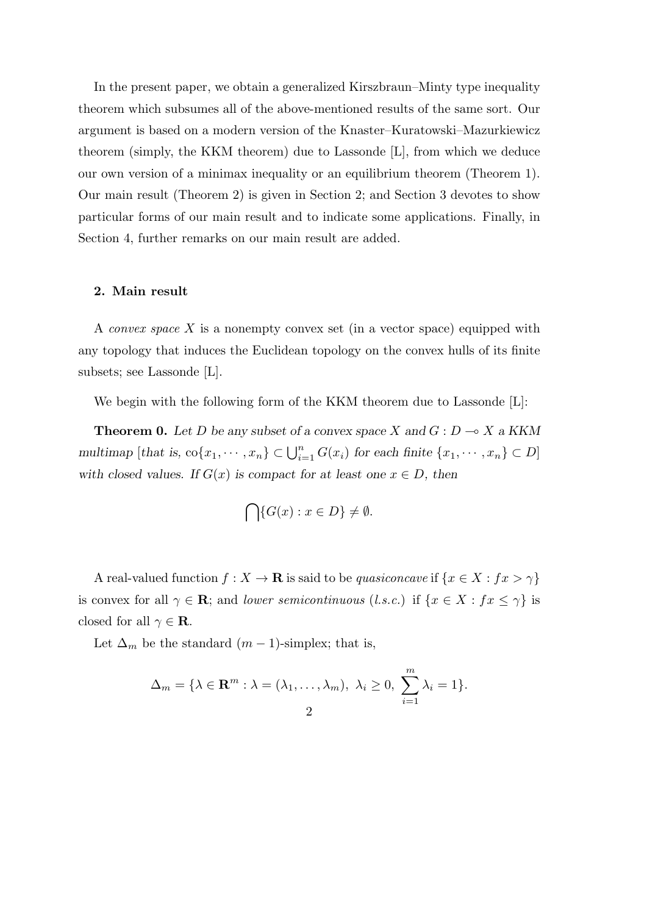In the present paper, we obtain a generalized Kirszbraun–Minty type inequality theorem which subsumes all of the above-mentioned results of the same sort. Our argument is based on a modern version of the Knaster–Kuratowski–Mazurkiewicz theorem (simply, the KKM theorem) due to Lassonde [L], from which we deduce our own version of a minimax inequality or an equilibrium theorem (Theorem 1). Our main result (Theorem 2) is given in Section 2; and Section 3 devotes to show particular forms of our main result and to indicate some applications. Finally, in Section 4, further remarks on our main result are added.

## 2. Main result

A *convex space* $X$ is a nonempty convex set (in a vector space) equipped with any topology that induces the Euclidean topology on the convex hulls of its finite subsets; see Lassonde [L].

We begin with the following form of the KKM theorem due to Lassonde [L]:

**Theorem 0.** *Let $D$ be any subset of a convex space $X$ and $G : D \multimap X$ a KKM multimap [that is, $\mathrm{co}\{x_1, \cdots, x_n\} \subset \bigcup_{i=1}^n G(x_i)$ for each finite $\{x_1, \cdots, x_n\} \subset D$] with closed values. If $G(x)$ is compact for at least one $x \in D$, then*

$$\bigcap\{G(x) : x \in D\} \neq \emptyset.$$

A real-valued function $f : X \to \mathbf{R}$ is said to be *quasiconcave* if $\{x \in X : fx > \gamma\}$ is convex for all $\gamma \in \mathbf{R}$; and *lower semicontinuous* (*l.s.c.*) if $\{x \in X : fx \leq \gamma\}$ is closed for all $\gamma \in \mathbf{R}$.

Let $\Delta_m$ be the standard $(m-1)$-simplex; that is,

$$\Delta_m = \{\lambda \in \mathbf{R}^m : \lambda = (\lambda_1, \dots, \lambda_m),\ \lambda_i \geq 0,\ \sum_{i=1}^m \lambda_i = 1\}.$$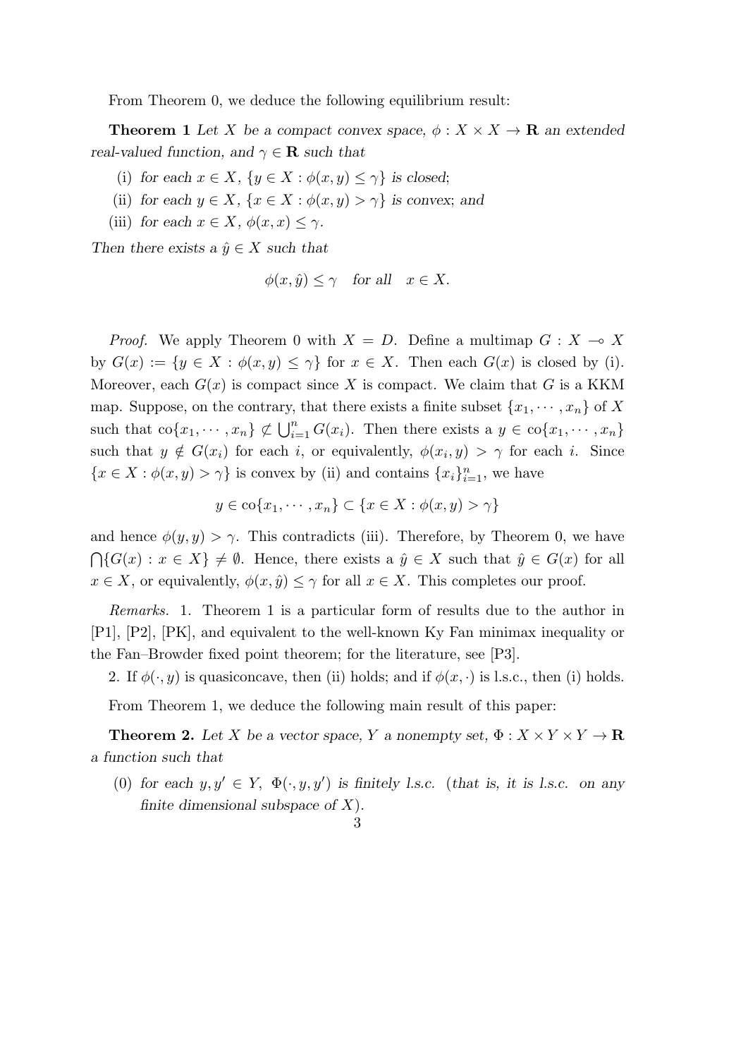From Theorem 0, we deduce the following equilibrium result:

**Theorem 1** *Let $X$ be a compact convex space, $\phi : X \times X \to \mathbf{R}$ an extended real-valued function, and $\gamma \in \mathbf{R}$ such that*

(i) *for each $x \in X$, $\{y \in X : \phi(x,y) \leq \gamma\}$ is closed;*

(ii) *for each $y \in X$, $\{x \in X : \phi(x,y) > \gamma\}$ is convex; and*

(iii) *for each $x \in X$, $\phi(x,x) \leq \gamma$.*

*Then there exists a $\hat{y} \in X$ such that*

$$\phi(x, \hat{y}) \leq \gamma \quad \textit{for all} \quad x \in X.$$

*Proof.* We apply Theorem 0 with $X = D$. Define a multimap $G : X \multimap X$ by $G(x) := \{y \in X : \phi(x,y) \leq \gamma\}$ for $x \in X$. Then each $G(x)$ is closed by (i). Moreover, each $G(x)$ is compact since $X$ is compact. We claim that $G$ is a KKM map. Suppose, on the contrary, that there exists a finite subset $\{x_1, \cdots, x_n\}$ of $X$ such that $\mathrm{co}\{x_1, \cdots, x_n\} \not\subset \bigcup_{i=1}^n G(x_i)$. Then there exists a $y \in \mathrm{co}\{x_1, \cdots, x_n\}$ such that $y \notin G(x_i)$ for each $i$, or equivalently, $\phi(x_i, y) > \gamma$ for each $i$. Since $\{x \in X : \phi(x,y) > \gamma\}$ is convex by (ii) and contains $\{x_i\}_{i=1}^n$, we have

$$y \in \mathrm{co}\{x_1, \cdots, x_n\} \subset \{x \in X : \phi(x,y) > \gamma\}$$

and hence $\phi(y,y) > \gamma$. This contradicts (iii). Therefore, by Theorem 0, we have $\bigcap\{G(x) : x \in X\} \neq \emptyset$. Hence, there exists a $\hat{y} \in X$ such that $\hat{y} \in G(x)$ for all $x \in X$, or equivalently, $\phi(x, \hat{y}) \leq \gamma$ for all $x \in X$. This completes our proof.

*Remarks.* 1. Theorem 1 is a particular form of results due to the author in [P1], [P2], [PK], and equivalent to the well-known Ky Fan minimax inequality or the Fan–Browder fixed point theorem; for the literature, see [P3].

2. If $\phi(\cdot, y)$ is quasiconcave, then (ii) holds; and if $\phi(x, \cdot)$ is l.s.c., then (i) holds.

From Theorem 1, we deduce the following main result of this paper:

**Theorem 2.** *Let $X$ be a vector space, $Y$ a nonempty set, $\Phi : X \times Y \times Y \to \mathbf{R}$ a function such that*

(0) *for each $y, y' \in Y$, $\Phi(\cdot, y, y')$ is finitely l.s.c. (that is, it is l.s.c. on any finite dimensional subspace of $X$).*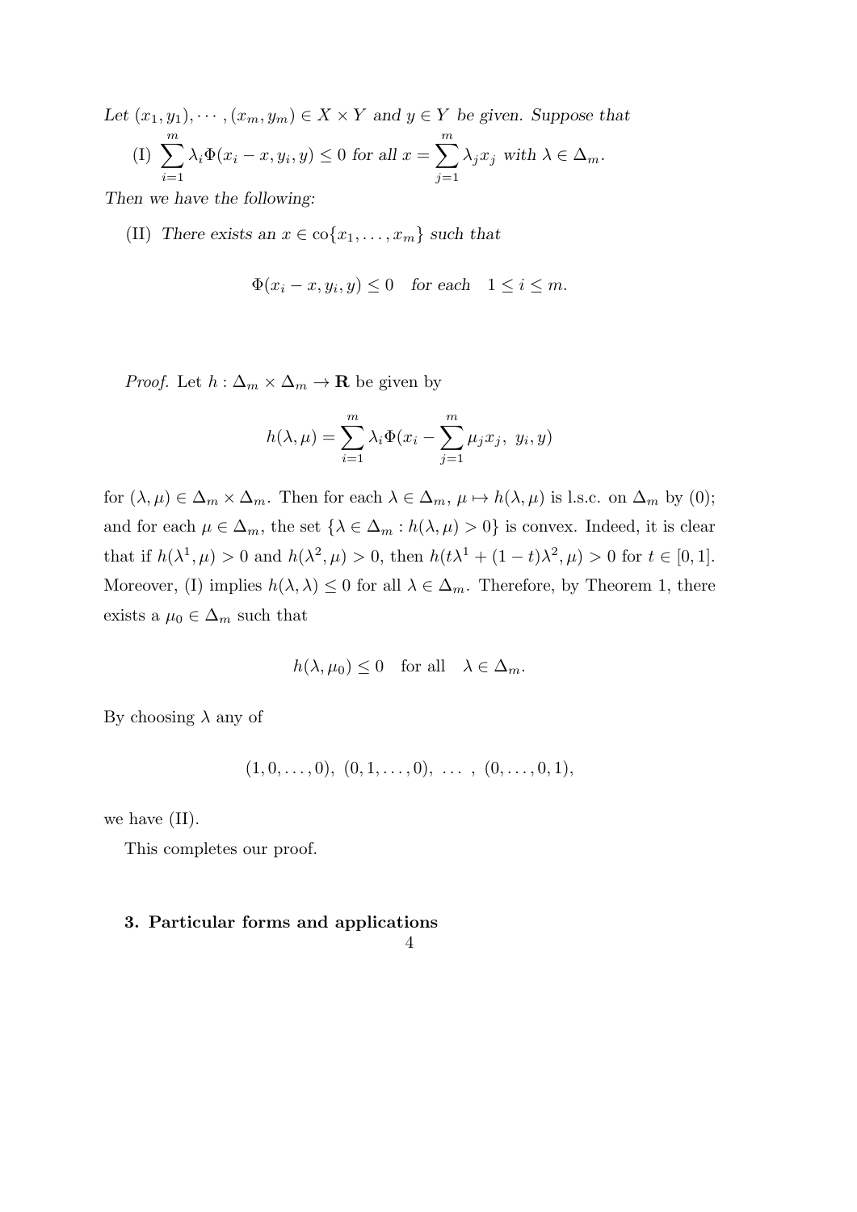*Let* $(x_1, y_1), \cdots, (x_m, y_m) \in X \times Y$ *and* $y \in Y$ *be given. Suppose that*

(I) $\displaystyle\sum_{i=1}^{m} \lambda_i \Phi(x_i - x, y_i, y) \leq 0$ *for all* $x = \displaystyle\sum_{j=1}^{m} \lambda_j x_j$ *with* $\lambda \in \Delta_m$.

*Then we have the following:*

(II) *There exists an* $x \in \mathrm{co}\{x_1, \ldots, x_m\}$ *such that*

$$\Phi(x_i - x, y_i, y) \leq 0 \quad \text{for each} \quad 1 \leq i \leq m.$$

*Proof.* Let $h : \Delta_m \times \Delta_m \to \mathbf{R}$ be given by

$$h(\lambda, \mu) = \sum_{i=1}^{m} \lambda_i \Phi(x_i - \sum_{j=1}^{m} \mu_j x_j, \; y_i, y)$$

for $(\lambda, \mu) \in \Delta_m \times \Delta_m$. Then for each $\lambda \in \Delta_m$, $\mu \mapsto h(\lambda, \mu)$ is l.s.c. on $\Delta_m$ by (0); and for each $\mu \in \Delta_m$, the set $\{\lambda \in \Delta_m : h(\lambda, \mu) > 0\}$ is convex. Indeed, it is clear that if $h(\lambda^1, \mu) > 0$ and $h(\lambda^2, \mu) > 0$, then $h(t\lambda^1 + (1-t)\lambda^2, \mu) > 0$ for $t \in [0, 1]$. Moreover, (I) implies $h(\lambda, \lambda) \leq 0$ for all $\lambda \in \Delta_m$. Therefore, by Theorem 1, there exists a $\mu_0 \in \Delta_m$ such that

$$h(\lambda, \mu_0) \leq 0 \quad \text{for all} \quad \lambda \in \Delta_m.$$

By choosing $\lambda$ any of

$$(1, 0, \ldots, 0), \; (0, 1, \ldots, 0), \; \ldots \; , \; (0, \ldots, 0, 1),$$

we have (II).

This completes our proof.

## 3. Particular forms and applications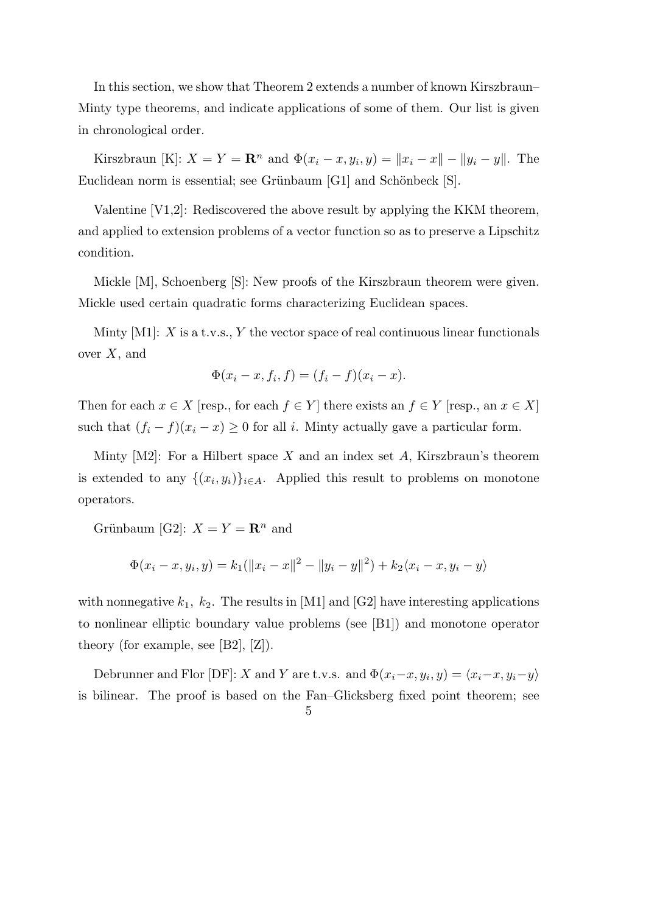In this section, we show that Theorem 2 extends a number of known Kirszbraun–Minty type theorems, and indicate applications of some of them. Our list is given in chronological order.

Kirszbraun [K]: $X = Y = \mathbf{R}^n$ and $\Phi(x_i - x, y_i, y) = \|x_i - x\| - \|y_i - y\|$. The Euclidean norm is essential; see Grünbaum [G1] and Schönbeck [S].

Valentine [V1,2]: Rediscovered the above result by applying the KKM theorem, and applied to extension problems of a vector function so as to preserve a Lipschitz condition.

Mickle [M], Schoenberg [S]: New proofs of the Kirszbraun theorem were given. Mickle used certain quadratic forms characterizing Euclidean spaces.

Minty [M1]: $X$ is a t.v.s., $Y$ the vector space of real continuous linear functionals over $X$, and

$$\Phi(x_i - x, f_i, f) = (f_i - f)(x_i - x).$$

Then for each $x \in X$ [resp., for each $f \in Y$] there exists an $f \in Y$ [resp., an $x \in X$] such that $(f_i - f)(x_i - x) \geq 0$ for all $i$. Minty actually gave a particular form.

Minty [M2]: For a Hilbert space $X$ and an index set $A$, Kirszbraun's theorem is extended to any $\{(x_i, y_i)\}_{i \in A}$. Applied this result to problems on monotone operators.

Grünbaum [G2]: $X = Y = \mathbf{R}^n$ and

$$\Phi(x_i - x, y_i, y) = k_1(\|x_i - x\|^2 - \|y_i - y\|^2) + k_2\langle x_i - x, y_i - y\rangle$$

with nonnegative $k_1$, $k_2$. The results in [M1] and [G2] have interesting applications to nonlinear elliptic boundary value problems (see [B1]) and monotone operator theory (for example, see [B2], [Z]).

Debrunner and Flor [DF]: $X$ and $Y$ are t.v.s. and $\Phi(x_i - x, y_i, y) = \langle x_i - x, y_i - y\rangle$ is bilinear. The proof is based on the Fan–Glicksberg fixed point theorem; see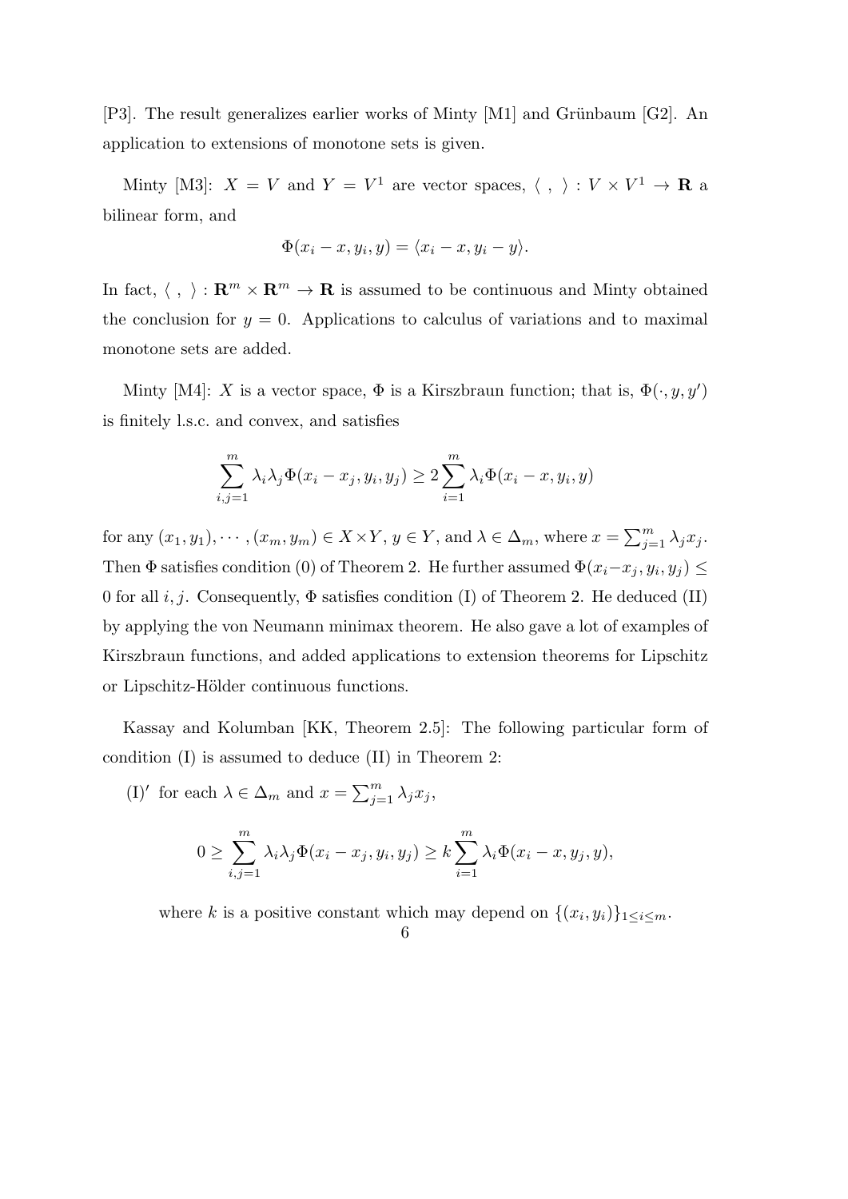[P3]. The result generalizes earlier works of Minty [M1] and Grünbaum [G2]. An application to extensions of monotone sets is given.

Minty [M3]: $X = V$ and $Y = V^1$ are vector spaces, $\langle\ ,\ \rangle : V \times V^1 \to \mathbf{R}$ a bilinear form, and

$$\Phi(x_i - x, y_i, y) = \langle x_i - x, y_i - y \rangle.$$

In fact, $\langle\ ,\ \rangle : \mathbf{R}^m \times \mathbf{R}^m \to \mathbf{R}$ is assumed to be continuous and Minty obtained the conclusion for $y = 0$. Applications to calculus of variations and to maximal monotone sets are added.

Minty [M4]: $X$ is a vector space, $\Phi$ is a Kirszbraun function; that is, $\Phi(\cdot, y, y')$ is finitely l.s.c. and convex, and satisfies

$$\sum_{i,j=1}^{m} \lambda_i \lambda_j \Phi(x_i - x_j, y_i, y_j) \geq 2 \sum_{i=1}^{m} \lambda_i \Phi(x_i - x, y_i, y)$$

for any $(x_1, y_1), \cdots, (x_m, y_m) \in X \times Y$, $y \in Y$, and $\lambda \in \Delta_m$, where $x = \sum_{j=1}^{m} \lambda_j x_j$. Then $\Phi$ satisfies condition (0) of Theorem 2. He further assumed $\Phi(x_i - x_j, y_i, y_j) \leq 0$ for all $i, j$. Consequently, $\Phi$ satisfies condition (I) of Theorem 2. He deduced (II) by applying the von Neumann minimax theorem. He also gave a lot of examples of Kirszbraun functions, and added applications to extension theorems for Lipschitz or Lipschitz-Hölder continuous functions.

Kassay and Kolumban [KK, Theorem 2.5]: The following particular form of condition (I) is assumed to deduce (II) in Theorem 2:

(I)$'$ for each $\lambda \in \Delta_m$ and $x = \sum_{j=1}^{m} \lambda_j x_j$,

$$0 \geq \sum_{i,j=1}^{m} \lambda_i \lambda_j \Phi(x_i - x_j, y_i, y_j) \geq k \sum_{i=1}^{m} \lambda_i \Phi(x_i - x, y_j, y),$$

where $k$ is a positive constant which may depend on $\{(x_i, y_i)\}_{1 \leq i \leq m}$.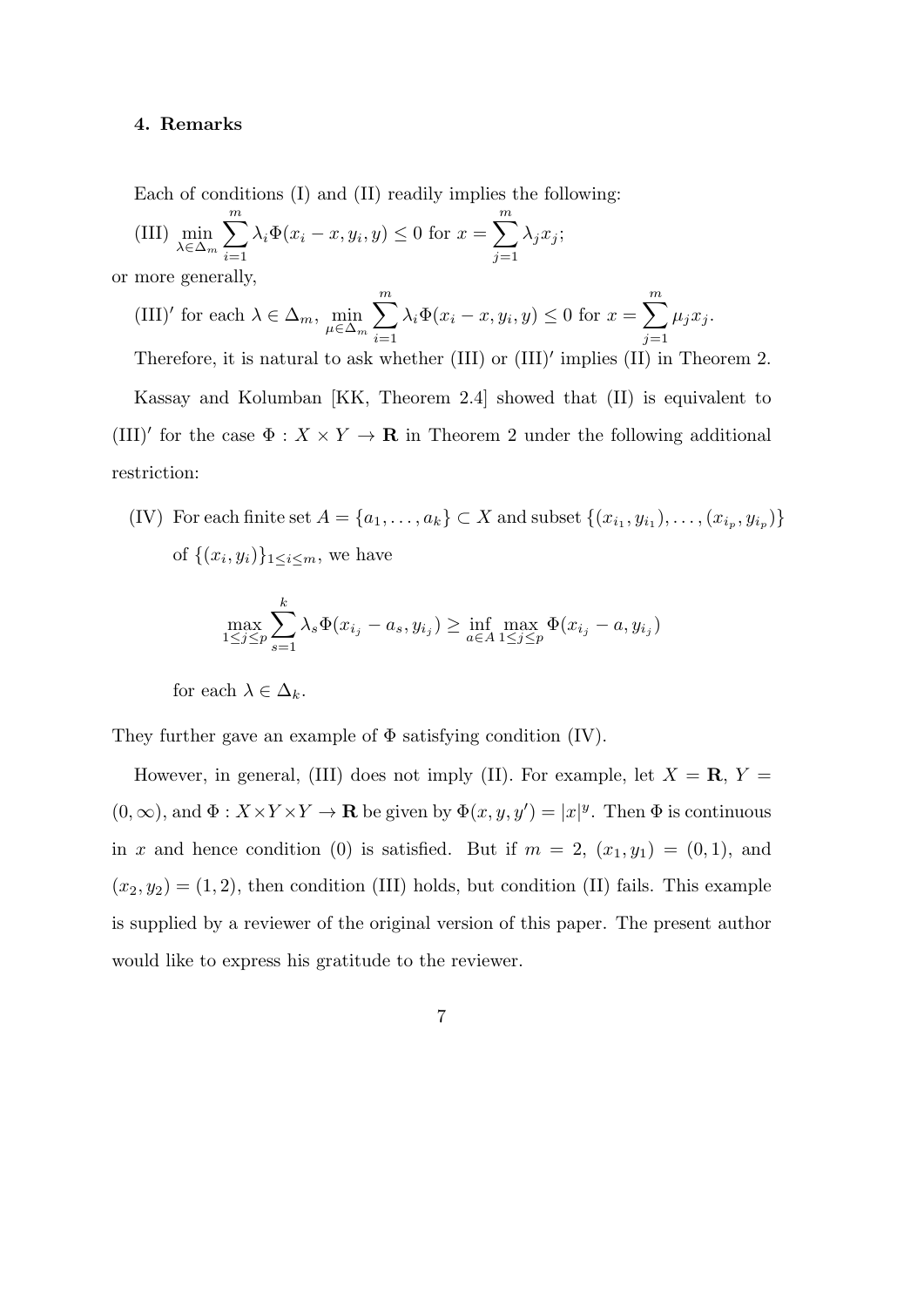## 4. Remarks

Each of conditions (I) and (II) readily implies the following:

(III) $\min\limits_{\lambda \in \Delta_m} \sum\limits_{i=1}^{m} \lambda_i \Phi(x_i - x, y_i, y) \leq 0$ for $x = \sum\limits_{j=1}^{m} \lambda_j x_j$;

or more generally,

(III)$'$ for each $\lambda \in \Delta_m$, $\min\limits_{\mu \in \Delta_m} \sum\limits_{i=1}^{m} \lambda_i \Phi(x_i - x, y_i, y) \leq 0$ for $x = \sum\limits_{j=1}^{m} \mu_j x_j$.

Therefore, it is natural to ask whether (III) or (III)$'$ implies (II) in Theorem 2.

Kassay and Kolumban [KK, Theorem 2.4] showed that (II) is equivalent to (III)$'$ for the case $\Phi : X \times Y \to \mathbf{R}$ in Theorem 2 under the following additional restriction:

(IV) For each finite set $A = \{a_1, \ldots, a_k\} \subset X$ and subset $\{(x_{i_1}, y_{i_1}), \ldots, (x_{i_p}, y_{i_p})\}$ of $\{(x_i, y_i)\}_{1 \leq i \leq m}$, we have

$$\max_{1 \leq j \leq p} \sum_{s=1}^{k} \lambda_s \Phi(x_{i_j} - a_s, y_{i_j}) \geq \inf_{a \in A} \max_{1 \leq j \leq p} \Phi(x_{i_j} - a, y_{i_j})$$

for each $\lambda \in \Delta_k$.

They further gave an example of $\Phi$ satisfying condition (IV).

However, in general, (III) does not imply (II). For example, let $X = \mathbf{R}$, $Y = (0, \infty)$, and $\Phi : X \times Y \times Y \to \mathbf{R}$ be given by $\Phi(x, y, y') = |x|^y$. Then $\Phi$ is continuous in $x$ and hence condition (0) is satisfied. But if $m = 2$, $(x_1, y_1) = (0, 1)$, and $(x_2, y_2) = (1, 2)$, then condition (III) holds, but condition (II) fails. This example is supplied by a reviewer of the original version of this paper. The present author would like to express his gratitude to the reviewer.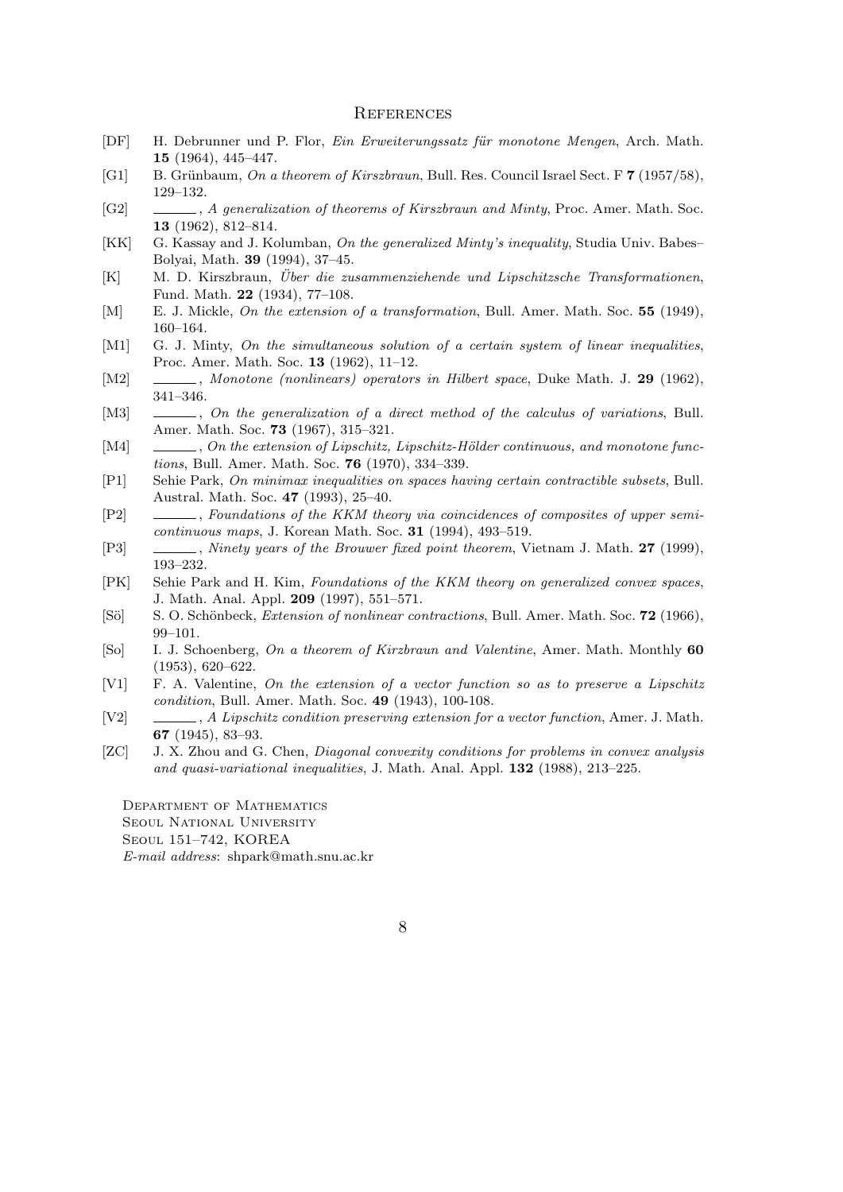## References

[DF] H. Debrunner und P. Flor, *Ein Erweiterungssatz für monotone Mengen*, Arch. Math. **15** (1964), 445–447.

[G1] B. Grünbaum, *On a theorem of Kirszbraun*, Bull. Res. Council Israel Sect. F **7** (1957/58), 129–132.

[G2] ______, *A generalization of theorems of Kirszbraun and Minty*, Proc. Amer. Math. Soc. **13** (1962), 812–814.

[KK] G. Kassay and J. Kolumban, *On the generalized Minty's inequality*, Studia Univ. Babes–Bolyai, Math. **39** (1994), 37–45.

[K] M. D. Kirszbraun, *Über die zusammenziehende und Lipschitzsche Transformationen*, Fund. Math. **22** (1934), 77–108.

[M] E. J. Mickle, *On the extension of a transformation*, Bull. Amer. Math. Soc. **55** (1949), 160–164.

[M1] G. J. Minty, *On the simultaneous solution of a certain system of linear inequalities*, Proc. Amer. Math. Soc. **13** (1962), 11–12.

[M2] ______, *Monotone (nonlinears) operators in Hilbert space*, Duke Math. J. **29** (1962), 341–346.

[M3] ______, *On the generalization of a direct method of the calculus of variations*, Bull. Amer. Math. Soc. **73** (1967), 315–321.

[M4] ______, *On the extension of Lipschitz, Lipschitz-Hölder continuous, and monotone functions*, Bull. Amer. Math. Soc. **76** (1970), 334–339.

[P1] Sehie Park, *On minimax inequalities on spaces having certain contractible subsets*, Bull. Austral. Math. Soc. **47** (1993), 25–40.

[P2] ______, *Foundations of the KKM theory via coincidences of composites of upper semicontinuous maps*, J. Korean Math. Soc. **31** (1994), 493–519.

[P3] ______, *Ninety years of the Brouwer fixed point theorem*, Vietnam J. Math. **27** (1999), 193–232.

[PK] Sehie Park and H. Kim, *Foundations of the KKM theory on generalized convex spaces*, J. Math. Anal. Appl. **209** (1997), 551–571.

[Sö] S. O. Schönbeck, *Extension of nonlinear contractions*, Bull. Amer. Math. Soc. **72** (1966), 99–101.

[So] I. J. Schoenberg, *On a theorem of Kirzbraun and Valentine*, Amer. Math. Monthly **60** (1953), 620–622.

[V1] F. A. Valentine, *On the extension of a vector function so as to preserve a Lipschitz condition*, Bull. Amer. Math. Soc. **49** (1943), 100-108.

[V2] ______, *A Lipschitz condition preserving extension for a vector function*, Amer. J. Math. **67** (1945), 83–93.

[ZC] J. X. Zhou and G. Chen, *Diagonal convexity conditions for problems in convex analysis and quasi-variational inequalities*, J. Math. Anal. Appl. **132** (1988), 213–225.

Department of Mathematics
Seoul National University
Seoul 151–742, KOREA
*E-mail address*: shpark@math.snu.ac.kr